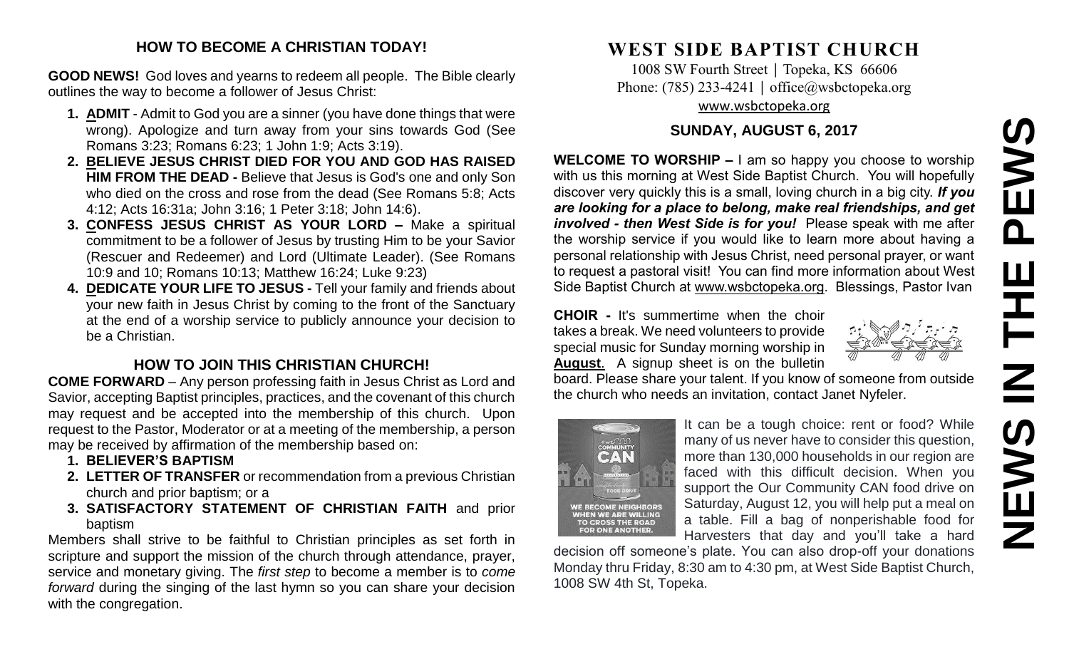## HOW TO BECOME A CHRISTIAN TODAY!

**GOOD NEWS!** God loves and yearns to redeem all people. The Bible clearly outlines the way to become a follower of Jesus Christ:

1. **ADMIT** - Admit to God you are a sinner (you have done things that were wrong). Apologize and turn away from your sins towards God (See Romans 3:23; Romans 6:23; 1 John 1:9; Acts 3:19).
2. **BELIEVE JESUS CHRIST DIED FOR YOU AND GOD HAS RAISED HIM FROM THE DEAD -** Believe that Jesus is God's one and only Son who died on the cross and rose from the dead (See Romans 5:8; Acts 4:12; Acts 16:31a; John 3:16; 1 Peter 3:18; John 14:6).
3. **CONFESS JESUS CHRIST AS YOUR LORD –** Make a spiritual commitment to be a follower of Jesus by trusting Him to be your Savior (Rescuer and Redeemer) and Lord (Ultimate Leader). (See Romans 10:9 and 10; Romans 10:13; Matthew 16:24; Luke 9:23)
4. **DEDICATE YOUR LIFE TO JESUS -** Tell your family and friends about your new faith in Jesus Christ by coming to the front of the Sanctuary at the end of a worship service to publicly announce your decision to be a Christian.

## HOW TO JOIN THIS CHRISTIAN CHURCH!

**COME FORWARD** – Any person professing faith in Jesus Christ as Lord and Savior, accepting Baptist principles, practices, and the covenant of this church may request and be accepted into the membership of this church. Upon request to the Pastor, Moderator or at a meeting of the membership, a person may be received by affirmation of the membership based on:

1. **BELIEVER'S BAPTISM**
2. **LETTER OF TRANSFER** or recommendation from a previous Christian church and prior baptism; or a
3. **SATISFACTORY STATEMENT OF CHRISTIAN FAITH** and prior baptism

Members shall strive to be faithful to Christian principles as set forth in scripture and support the mission of the church through attendance, prayer, service and monetary giving. The *first step* to become a member is to *come forward* during the singing of the last hymn so you can share your decision with the congregation.

# WEST SIDE BAPTIST CHURCH

1008 SW Fourth Street | Topeka, KS 66606
Phone: (785) 233-4241 | office@wsbctopeka.org
www.wsbctopeka.org

## SUNDAY, AUGUST 6, 2017

**WELCOME TO WORSHIP –** I am so happy you choose to worship with us this morning at West Side Baptist Church. You will hopefully discover very quickly this is a small, loving church in a big city. ***If you are looking for a place to belong, make real friendships, and get involved - then West Side is for you!*** Please speak with me after the worship service if you would like to learn more about having a personal relationship with Jesus Christ, need personal prayer, or want to request a pastoral visit! You can find more information about West Side Baptist Church at www.wsbctopeka.org. Blessings, Pastor Ivan

**CHOIR -** It's summertime when the choir takes a break. We need volunteers to provide special music for Sunday morning worship in **August**. A signup sheet is on the bulletin board. Please share your talent. If you know of someone from outside the church who needs an invitation, contact Janet Nyfeler.

It can be a tough choice: rent or food? While many of us never have to consider this question, more than 130,000 households in our region are faced with this difficult decision. When you support the Our Community CAN food drive on Saturday, August 12, you will help put a meal on a table. Fill a bag of nonperishable food for Harvesters that day and you'll take a hard decision off someone's plate. You can also drop-off your donations Monday thru Friday, 8:30 am to 4:30 pm, at West Side Baptist Church, 1008 SW 4th St, Topeka.

# NEWS IN THE PEWS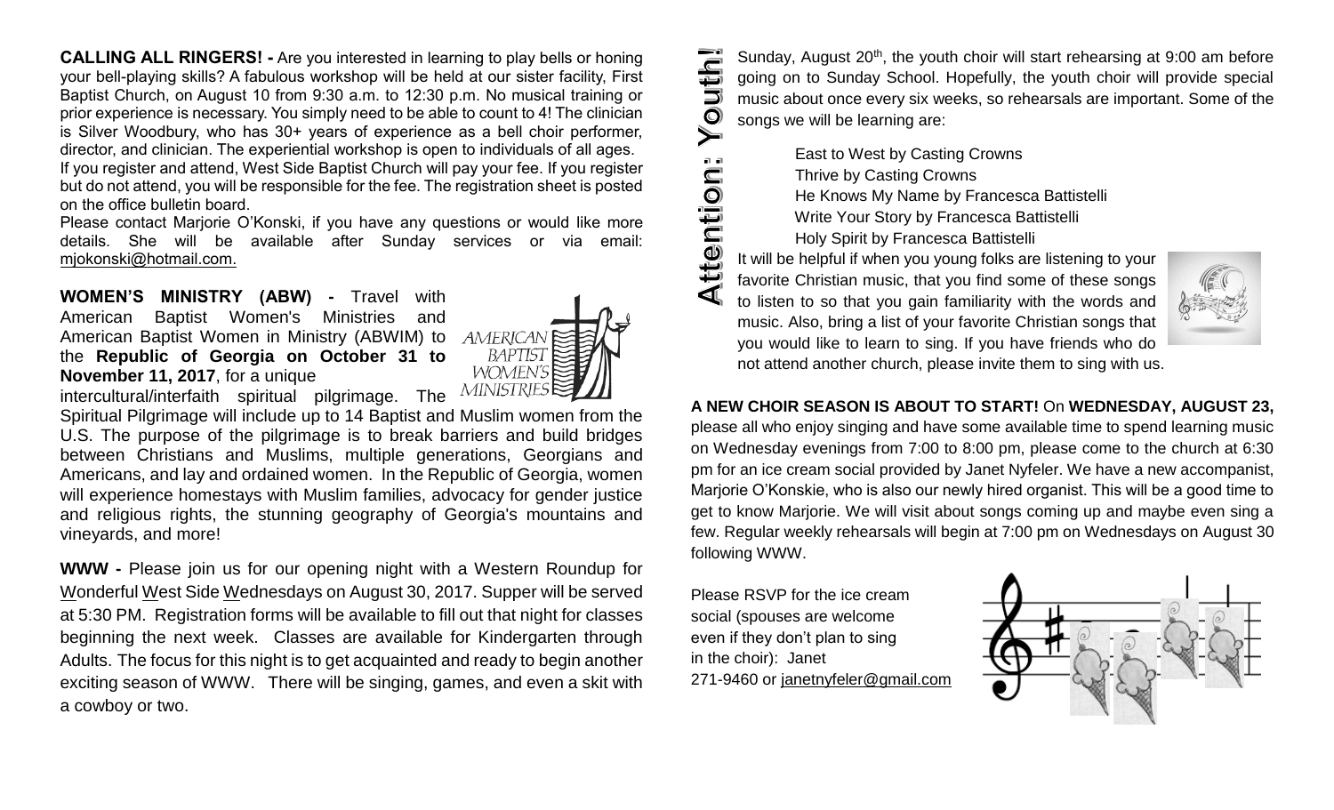**CALLING ALL RINGERS! -** Are you interested in learning to play bells or honing your bell-playing skills? A fabulous workshop will be held at our sister facility, First Baptist Church, on August 10 from 9:30 a.m. to 12:30 p.m. No musical training or prior experience is necessary. You simply need to be able to count to 4! The clinician is Silver Woodbury, who has 30+ years of experience as a bell choir performer, director, and clinician. The experiential workshop is open to individuals of all ages. If you register and attend, West Side Baptist Church will pay your fee. If you register but do not attend, you will be responsible for the fee. The registration sheet is posted on the office bulletin board.

Please contact Marjorie O'Konski, if you have any questions or would like more details. She will be available after Sunday services or via email: mjokonski@hotmail.com.

**WOMEN'S MINISTRY (ABW) -** Travel with American Baptist Women's Ministries and American Baptist Women in Ministry (ABWIM) to the **Republic of Georgia on October 31 to November 11, 2017**, for a unique intercultural/interfaith spiritual pilgrimage. The Spiritual Pilgrimage will include up to 14 Baptist and Muslim women from the U.S. The purpose of the pilgrimage is to break barriers and build bridges between Christians and Muslims, multiple generations, Georgians and Americans, and lay and ordained women. In the Republic of Georgia, women will experience homestays with Muslim families, advocacy for gender justice and religious rights, the stunning geography of Georgia's mountains and vineyards, and more!

**WWW -** Please join us for our opening night with a Western Roundup for Wonderful West Side Wednesdays on August 30, 2017. Supper will be served at 5:30 PM. Registration forms will be available to fill out that night for classes beginning the next week. Classes are available for Kindergarten through Adults. The focus for this night is to get acquainted and ready to begin another exciting season of WWW. There will be singing, games, and even a skit with a cowboy or two.

## Attention: Youth!

Sunday, August 20th, the youth choir will start rehearsing at 9:00 am before going on to Sunday School. Hopefully, the youth choir will provide special music about once every six weeks, so rehearsals are important. Some of the songs we will be learning are:

- East to West by Casting Crowns
- Thrive by Casting Crowns
- He Knows My Name by Francesca Battistelli
- Write Your Story by Francesca Battistelli
- Holy Spirit by Francesca Battistelli

It will be helpful if when you young folks are listening to your favorite Christian music, that you find some of these songs to listen to so that you gain familiarity with the words and music. Also, bring a list of your favorite Christian songs that you would like to learn to sing. If you have friends who do not attend another church, please invite them to sing with us.

**A NEW CHOIR SEASON IS ABOUT TO START!** On **WEDNESDAY, AUGUST 23,** please all who enjoy singing and have some available time to spend learning music on Wednesday evenings from 7:00 to 8:00 pm, please come to the church at 6:30 pm for an ice cream social provided by Janet Nyfeler. We have a new accompanist, Marjorie O'Konskie, who is also our newly hired organist. This will be a good time to get to know Marjorie. We will visit about songs coming up and maybe even sing a few. Regular weekly rehearsals will begin at 7:00 pm on Wednesdays on August 30 following WWW.

Please RSVP for the ice cream social (spouses are welcome even if they don't plan to sing in the choir): Janet 271-9460 or janetnyfeler@gmail.com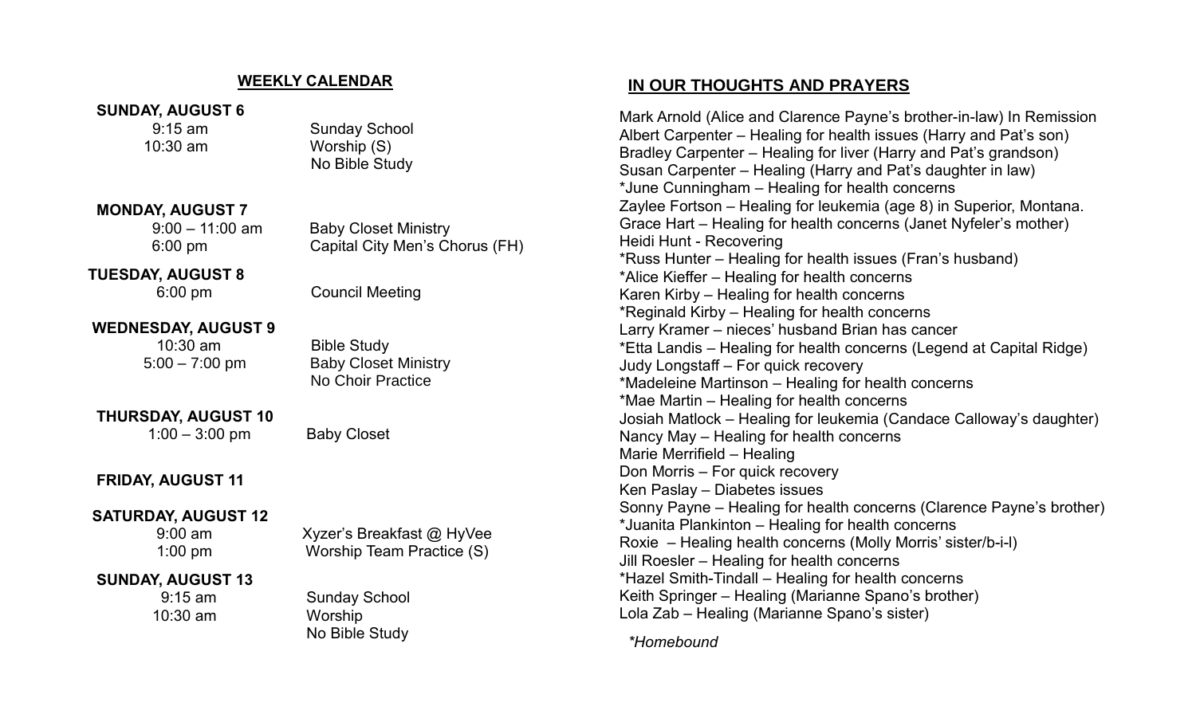## WEEKLY CALENDAR

**SUNDAY, AUGUST 6**

| | |
|---|---|
| 9:15 am | Sunday School |
| 10:30 am | Worship (S) |
| | No Bible Study |

**MONDAY, AUGUST 7**

| | |
|---|---|
| 9:00 – 11:00 am | Baby Closet Ministry |
| 6:00 pm | Capital City Men's Chorus (FH) |

**TUESDAY, AUGUST 8**

| | |
|---|---|
| 6:00 pm | Council Meeting |

**WEDNESDAY, AUGUST 9**

| | |
|---|---|
| 10:30 am | Bible Study |
| 5:00 – 7:00 pm | Baby Closet Ministry |
| | No Choir Practice |

**THURSDAY, AUGUST 10**

| | |
|---|---|
| 1:00 – 3:00 pm | Baby Closet |

**FRIDAY, AUGUST 11**

**SATURDAY, AUGUST 12**

| | |
|---|---|
| 9:00 am | Xyzer's Breakfast @ HyVee |
| 1:00 pm | Worship Team Practice (S) |

**SUNDAY, AUGUST 13**

| | |
|---|---|
| 9:15 am | Sunday School |
| 10:30 am | Worship |
| | No Bible Study |

## IN OUR THOUGHTS AND PRAYERS

Mark Arnold (Alice and Clarence Payne's brother-in-law) In Remission
Albert Carpenter – Healing for health issues (Harry and Pat's son)
Bradley Carpenter – Healing for liver (Harry and Pat's grandson)
Susan Carpenter – Healing (Harry and Pat's daughter in law)
*June Cunningham – Healing for health concerns
Zaylee Fortson – Healing for leukemia (age 8) in Superior, Montana.
Grace Hart – Healing for health concerns (Janet Nyfeler's mother)
Heidi Hunt - Recovering
*Russ Hunter – Healing for health issues (Fran's husband)
*Alice Kieffer – Healing for health concerns
Karen Kirby – Healing for health concerns
*Reginald Kirby – Healing for health concerns
Larry Kramer – nieces' husband Brian has cancer
*Etta Landis – Healing for health concerns (Legend at Capital Ridge)
Judy Longstaff – For quick recovery
*Madeleine Martinson – Healing for health concerns
*Mae Martin – Healing for health concerns
Josiah Matlock – Healing for leukemia (Candace Calloway's daughter)
Nancy May – Healing for health concerns
Marie Merrifield – Healing
Don Morris – For quick recovery
Ken Paslay – Diabetes issues
Sonny Payne – Healing for health concerns (Clarence Payne's brother)
*Juanita Plankinton – Healing for health concerns
Roxie – Healing health concerns (Molly Morris' sister/b-i-l)
Jill Roesler – Healing for health concerns
*Hazel Smith-Tindall – Healing for health concerns
Keith Springer – Healing (Marianne Spano's brother)
Lola Zab – Healing (Marianne Spano's sister)

*\*Homebound*